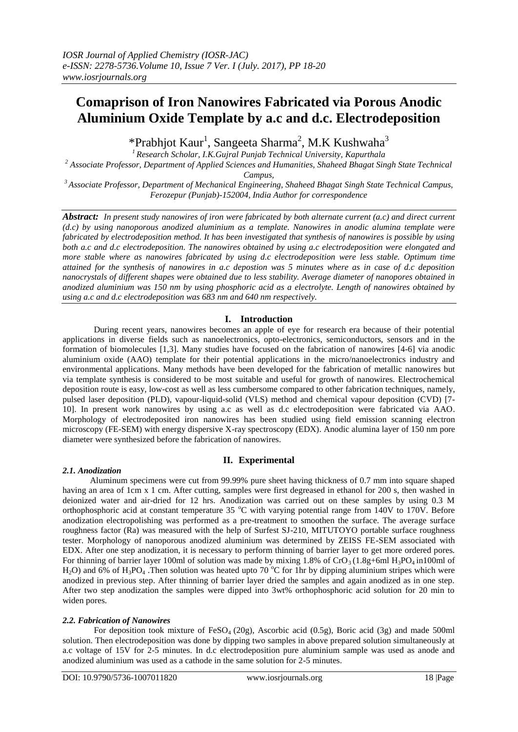# Comaprison of Iron Nanowires Fabricated via Porous Anodic Aluminium Oxide Template by a.c and d.c. Electrodeposition

*Prabhjot Kaur[1], Sangeeta Sharma[2], M.K Kushwaha[3]

[1] *Research Scholar, I.K.Gujral Punjab Technical University, Kapurthala*

[2] *Associate Professor, Department of Applied Sciences and Humanities, Shaheed Bhagat Singh State Technical Campus,*

[3] *Associate Professor, Department of Mechanical Engineering, Shaheed Bhagat Singh State Technical Campus, Ferozepur (Punjab)-152004, India Author for correspondence*

***Abstract:*** *In present study nanowires of iron were fabricated by both alternate current (a.c) and direct current (d.c) by using nanoporous anodized aluminium as a template. Nanowires in anodic alumina template were fabricated by electrodeposition method. It has been investigated that synthesis of nanowires is possible by using both a.c and d.c electrodeposition. The nanowires obtained by using a.c electrodeposition were elongated and more stable where as nanowires fabricated by using d.c electrodeposition were less stable. Optimum time attained for the synthesis of nanowires in a.c depostion was 5 minutes where as in case of d.c deposition nanocrystals of different shapes were obtained due to less stability. Average diameter of nanopores obtained in anodized aluminium was 150 nm by using phosphoric acid as a electrolyte. Length of nanowires obtained by using a.c and d.c electrodeposition was 683 nm and 640 nm respectively.*

## I. Introduction

During recent years, nanowires becomes an apple of eye for research era because of their potential applications in diverse fields such as nanoelectronics, opto-electronics, semiconductors, sensors and in the formation of biomolecules [1,3]. Many studies have focused on the fabrication of nanowires [4-6] via anodic aluminium oxide (AAO) template for their potential applications in the micro/nanoelectronics industry and environmental applications. Many methods have been developed for the fabrication of metallic nanowires but via template synthesis is considered to be most suitable and useful for growth of nanowires. Electrochemical deposition route is easy, low-cost as well as less cumbersome compared to other fabrication techniques, namely, pulsed laser deposition (PLD), vapour-liquid-solid (VLS) method and chemical vapour deposition (CVD) [7-10]. In present work nanowires by using a.c as well as d.c electrodeposition were fabricated via AAO. Morphology of electrodeposited iron nanowires has been studied using field emission scanning electron microscopy (FE-SEM) with energy dispersive X-ray spectroscopy (EDX). Anodic alumina layer of 150 nm pore diameter were synthesized before the fabrication of nanowires.

## II. Experimental

### *2.1. Anodization*

Aluminum specimens were cut from 99.99% pure sheet having thickness of 0.7 mm into square shaped having an area of 1cm x 1 cm. After cutting, samples were first degreased in ethanol for 200 s, then washed in deionized water and air-dried for 12 hrs. Anodization was carried out on these samples by using 0.3 M orthophosphoric acid at constant temperature 35 $^{o}$C with varying potential range from 140V to 170V. Before anodization electropolishing was performed as a pre-treatment to smoothen the surface. The average surface roughness factor (Ra) was measured with the help of Surfest SJ-210, MITUTOYO portable surface roughness tester. Morphology of nanoporous anodized aluminium was determined by ZEISS FE-SEM associated with EDX. After one step anodization, it is necessary to perform thinning of barrier layer to get more ordered pores. For thinning of barrier layer 100ml of solution was made by mixing 1.8% of $CrO_3$ (1.8g+6ml $H_3PO_4$ in100ml of $H_2O$) and 6% of $H_3PO_4$ .Then solution was heated upto 70 $^{o}$C for 1hr by dipping aluminium stripes which were anodized in previous step. After thinning of barrier layer dried the samples and again anodized as in one step. After two step anodization the samples were dipped into 3wt% orthophosphoric acid solution for 20 min to widen pores.

### *2.2. Fabrication of Nanowires*

For deposition took mixture of $FeSO_4$ (20g), Ascorbic acid (0.5g), Boric acid (3g) and made 500ml solution. Then electrodeposition was done by dipping two samples in above prepared solution simultaneously at a.c voltage of 15V for 2-5 minutes. In d.c electrodeposition pure aluminium sample was used as anode and anodized aluminium was used as a cathode in the same solution for 2-5 minutes.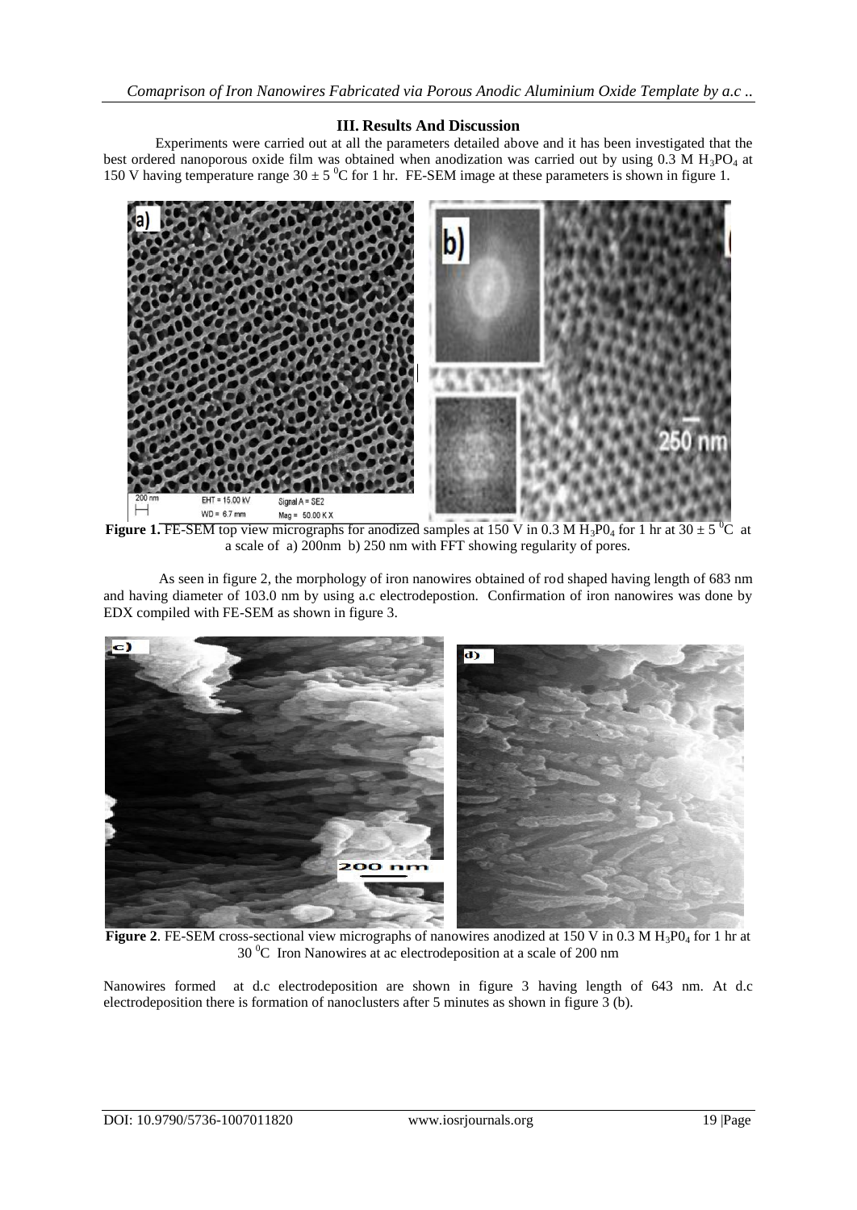### III. Results And Discussion

Experiments were carried out at all the parameters detailed above and it has been investigated that the best ordered nanoporous oxide film was obtained when anodization was carried out by using 0.3 M $H_3PO_4$ at 150 V having temperature range $30 \pm 5$ $^0$C for 1 hr. FE-SEM image at these parameters is shown in figure 1.

**Figure 1.** FE-SEM top view micrographs for anodized samples at 150 V in 0.3 M $H_3P0_4$ for 1 hr at $30 \pm 5$ $^0$C at a scale of a) 200nm b) 250 nm with FFT showing regularity of pores.

As seen in figure 2, the morphology of iron nanowires obtained of rod shaped having length of 683 nm and having diameter of 103.0 nm by using a.c electrodepostion. Confirmation of iron nanowires was done by EDX compiled with FE-SEM as shown in figure 3.

**Figure 2**. FE-SEM cross-sectional view micrographs of nanowires anodized at 150 V in 0.3 M $H_3P0_4$ for 1 hr at 30 $^0$C Iron Nanowires at ac electrodeposition at a scale of 200 nm

Nanowires formed at d.c electrodeposition are shown in figure 3 having length of 643 nm. At d.c electrodeposition there is formation of nanoclusters after 5 minutes as shown in figure 3 (b).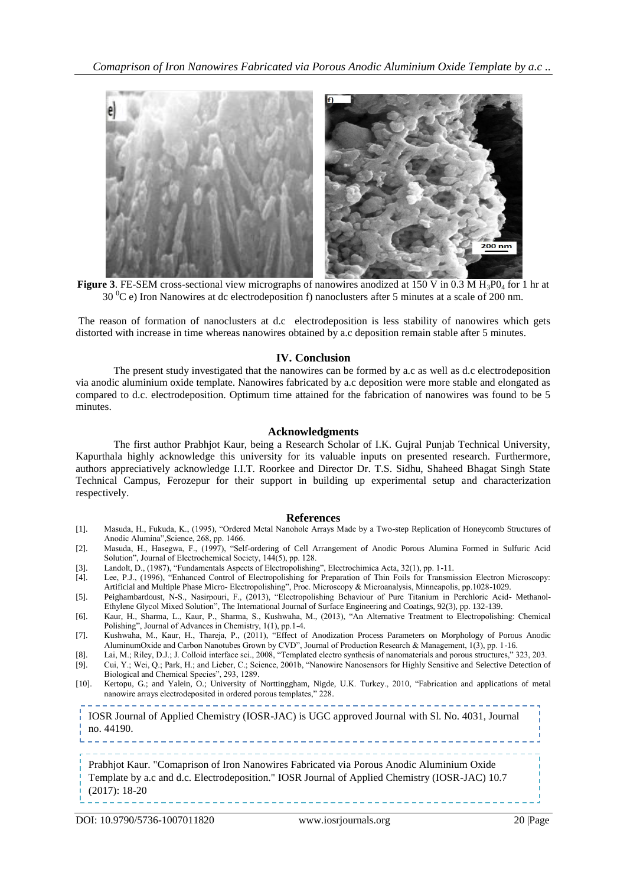Figure 3. FE-SEM cross-sectional view micrographs of nanowires anodized at 150 V in 0.3 M $H_3P0_4$ for 1 hr at 30 $^0$C e) Iron Nanowires at dc electrodeposition f) nanoclusters after 5 minutes at a scale of 200 nm.

The reason of formation of nanoclusters at d.c electrodeposition is less stability of nanowires which gets distorted with increase in time whereas nanowires obtained by a.c deposition remain stable after 5 minutes.

## IV. Conclusion

The present study investigated that the nanowires can be formed by a.c as well as d.c electrodeposition via anodic aluminium oxide template. Nanowires fabricated by a.c deposition were more stable and elongated as compared to d.c. electrodeposition. Optimum time attained for the fabrication of nanowires was found to be 5 minutes.

## Acknowledgments

The first author Prabhjot Kaur, being a Research Scholar of I.K. Gujral Punjab Technical University, Kapurthala highly acknowledge this university for its valuable inputs on presented research. Furthermore, authors appreciatively acknowledge I.I.T. Roorkee and Director Dr. T.S. Sidhu, Shaheed Bhagat Singh State Technical Campus, Ferozepur for their support in building up experimental setup and characterization respectively.

## References

[1]. Masuda, H., Fukuda, K., (1995), "Ordered Metal Nanohole Arrays Made by a Two-step Replication of Honeycomb Structures of Anodic Alumina",Science, 268, pp. 1466.

[2]. Masuda, H., Hasegwa, F., (1997), "Self-ordering of Cell Arrangement of Anodic Porous Alumina Formed in Sulfuric Acid Solution", Journal of Electrochemical Society, 144(5), pp. 128.

[3]. Landolt, D., (1987), "Fundamentals Aspects of Electropolishing", Electrochimica Acta, 32(1), pp. 1-11.

[4]. Lee, P.J., (1996), "Enhanced Control of Electropolishing for Preparation of Thin Foils for Transmission Electron Microscopy: Artificial and Multiple Phase Micro- Electropolishing", Proc. Microscopy & Microanalysis, Minneapolis, pp.1028-1029.

[5]. Peighambardoust, N-S., Nasirpouri, F., (2013), "Electropolishing Behaviour of Pure Titanium in Perchloric Acid- Methanol-Ethylene Glycol Mixed Solution", The International Journal of Surface Engineering and Coatings, 92(3), pp. 132-139.

[6]. Kaur, H., Sharma, L., Kaur, P., Sharma, S., Kushwaha, M., (2013), "An Alternative Treatment to Electropolishing: Chemical Polishing", Journal of Advances in Chemistry, 1(1), pp.1-4.

[7]. Kushwaha, M., Kaur, H., Thareja, P., (2011), "Effect of Anodization Process Parameters on Morphology of Porous Anodic AluminumOxide and Carbon Nanotubes Grown by CVD", Journal of Production Research & Management, 1(3), pp. 1-16.

[8]. Lai, M.; Riley, D.J.; J. Colloid interface sci., 2008, "Templated electro synthesis of nanomaterials and porous structures," 323, 203.

[9]. Cui, Y.; Wei, Q.; Park, H.; and Lieber, C.; Science, 2001b, "Nanowire Nanosensors for Highly Sensitive and Selective Detection of Biological and Chemical Species", 293, 1289.

[10]. Kertopu, G.; and Yalein, O.; University of Norttinggham, Nigde, U.K. Turkey., 2010, "Fabrication and applications of metal nanowire arrays electrodeposited in ordered porous templates," 228.

IOSR Journal of Applied Chemistry (IOSR-JAC) is UGC approved Journal with Sl. No. 4031, Journal no. 44190.

Prabhjot Kaur. "Comaprison of Iron Nanowires Fabricated via Porous Anodic Aluminium Oxide Template by a.c and d.c. Electrodeposition." IOSR Journal of Applied Chemistry (IOSR-JAC) 10.7 (2017): 18-20